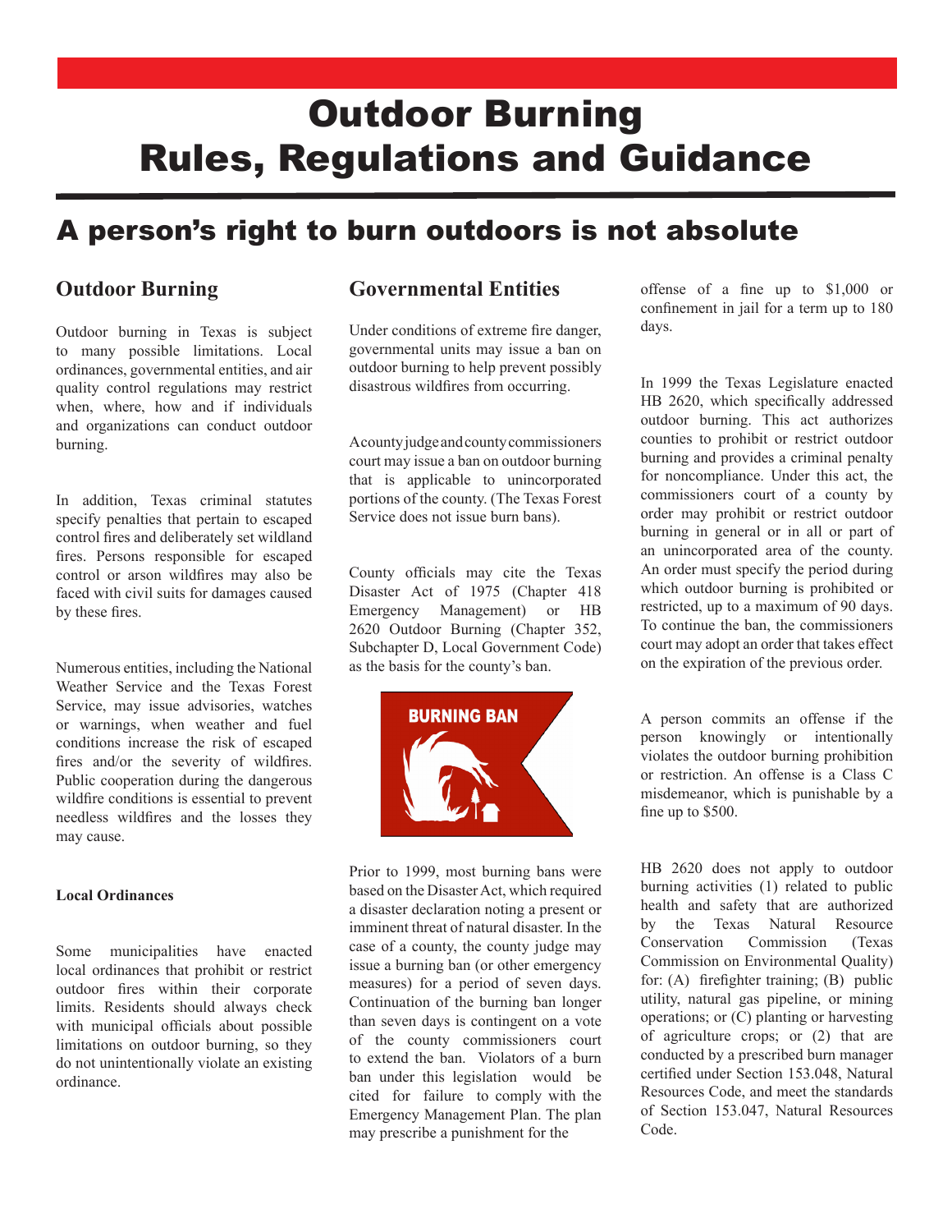# Outdoor Burning Rules, Regulations and Guidance

## A person's right to burn outdoors is not absolute

### Outdoor Burning

Outdoor burning in Texas is subject to many possible limitations. Local ordinances, governmental entities, and air quality control regulations may restrict when, where, how and if individuals and organizations can conduct outdoor burning.

In addition, Texas criminal statutes specify penalties that pertain to escaped control fires and deliberately set wildland fires. Persons responsible for escaped control or arson wildfires may also be faced with civil suits for damages caused by these fires.

Numerous entities, including the National Weather Service and the Texas Forest Service, may issue advisories, watches or warnings, when weather and fuel conditions increase the risk of escaped fires and/or the severity of wildfires. Public cooperation during the dangerous wildfire conditions is essential to prevent needless wildfires and the losses they may cause.

**Local Ordinances**

Some municipalities have enacted local ordinances that prohibit or restrict outdoor fires within their corporate limits. Residents should always check with municipal officials about possible limitations on outdoor burning, so they do not unintentionally violate an existing ordinance.

### Governmental Entities

Under conditions of extreme fire danger, governmental units may issue a ban on outdoor burning to help prevent possibly disastrous wildfires from occurring.

A county judge and county commissioners court may issue a ban on outdoor burning that is applicable to unincorporated portions of the county. (The Texas Forest Service does not issue burn bans).

County officials may cite the Texas Disaster Act of 1975 (Chapter 418 Emergency Management) or HB 2620 Outdoor Burning (Chapter 352, Subchapter D, Local Government Code) as the basis for the county's ban.

BURNING BAN

Prior to 1999, most burning bans were based on the Disaster Act, which required a disaster declaration noting a present or imminent threat of natural disaster. In the case of a county, the county judge may issue a burning ban (or other emergency measures) for a period of seven days. Continuation of the burning ban longer than seven days is contingent on a vote of the county commissioners court to extend the ban. Violators of a burn ban under this legislation would be cited for failure to comply with the Emergency Management Plan. The plan may prescribe a punishment for the offense of a fine up to $1,000 or confinement in jail for a term up to 180 days.

In 1999 the Texas Legislature enacted HB 2620, which specifically addressed outdoor burning. This act authorizes counties to prohibit or restrict outdoor burning and provides a criminal penalty for noncompliance. Under this act, the commissioners court of a county by order may prohibit or restrict outdoor burning in general or in all or part of an unincorporated area of the county. An order must specify the period during which outdoor burning is prohibited or restricted, up to a maximum of 90 days. To continue the ban, the commissioners court may adopt an order that takes effect on the expiration of the previous order.

A person commits an offense if the person knowingly or intentionally violates the outdoor burning prohibition or restriction. An offense is a Class C misdemeanor, which is punishable by a fine up to $500.

HB 2620 does not apply to outdoor burning activities (1) related to public health and safety that are authorized by the Texas Natural Resource Conservation Commission (Texas Commission on Environmental Quality) for: (A) firefighter training; (B) public utility, natural gas pipeline, or mining operations; or (C) planting or harvesting of agriculture crops; or (2) that are conducted by a prescribed burn manager certified under Section 153.048, Natural Resources Code, and meet the standards of Section 153.047, Natural Resources Code.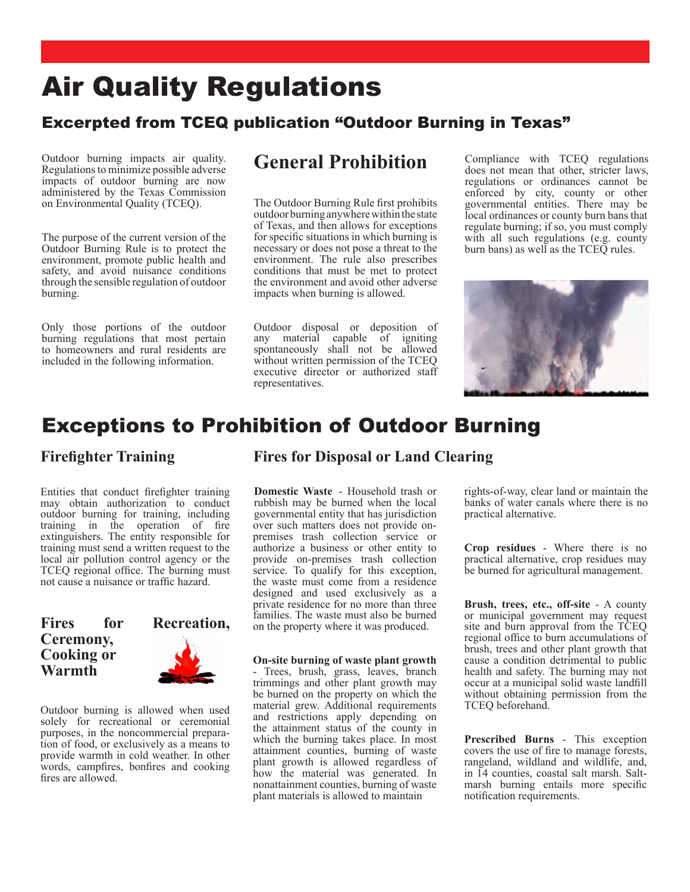# Air Quality Regulations

## Excerpted from TCEQ publication “Outdoor Burning in Texas”

Outdoor burning impacts air quality. Regulations to minimize possible adverse impacts of outdoor burning are now administered by the Texas Commission on Environmental Quality (TCEQ).

The purpose of the current version of the Outdoor Burning Rule is to protect the environment, promote public health and safety, and avoid nuisance conditions through the sensible regulation of outdoor burning.

Only those portions of the outdoor burning regulations that most pertain to homeowners and rural residents are included in the following information.

## General Prohibition

The Outdoor Burning Rule first prohibits outdoor burning anywhere within the state of Texas, and then allows for exceptions for specific situations in which burning is necessary or does not pose a threat to the environment. The rule also prescribes conditions that must be met to protect the environment and avoid other adverse impacts when burning is allowed.

Outdoor disposal or deposition of any material capable of igniting spontaneously shall not be allowed without written permission of the TCEQ executive director or authorized staff representatives.

Compliance with TCEQ regulations does not mean that other, stricter laws, regulations or ordinances cannot be enforced by city, county or other governmental entities. There may be local ordinances or county burn bans that regulate burning; if so, you must comply with all such regulations (e.g. county burn bans) as well as the TCEQ rules.

# Exceptions to Prohibition of Outdoor Burning

### Firefighter Training

Entities that conduct firefighter training may obtain authorization to conduct outdoor burning for training, including training in the operation of fire extinguishers. The entity responsible for training must send a written request to the local air pollution control agency or the TCEQ regional office. The burning must not cause a nuisance or traffic hazard.

### Fires for Recreation, Ceremony, Cooking or Warmth

Outdoor burning is allowed when used solely for recreational or ceremonial purposes, in the noncommercial preparation of food, or exclusively as a means to provide warmth in cold weather. In other words, campfires, bonfires and cooking fires are allowed.

### Fires for Disposal or Land Clearing

**Domestic Waste** - Household trash or rubbish may be burned when the local governmental entity that has jurisdiction over such matters does not provide on-premises trash collection service or authorize a business or other entity to provide on-premises trash collection service. To qualify for this exception, the waste must come from a residence designed and used exclusively as a private residence for no more than three families. The waste must also be burned on the property where it was produced.

**On-site burning of waste plant growth** - Trees, brush, grass, leaves, branch trimmings and other plant growth may be burned on the property on which the material grew. Additional requirements and restrictions apply depending on the attainment status of the county in which the burning takes place. In most attainment counties, burning of waste plant growth is allowed regardless of how the material was generated. In nonattainment counties, burning of waste plant materials is allowed to maintain rights-of-way, clear land or maintain the banks of water canals where there is no practical alternative.

**Crop residues** - Where there is no practical alternative, crop residues may be burned for agricultural management.

**Brush, trees, etc., off-site** - A county or municipal government may request site and burn approval from the TCEQ regional office to burn accumulations of brush, trees and other plant growth that cause a condition detrimental to public health and safety. The burning may not occur at a municipal solid waste landfill without obtaining permission from the TCEQ beforehand.

**Prescribed Burns** - This exception covers the use of fire to manage forests, rangeland, wildland and wildlife, and, in 14 counties, coastal salt marsh. Salt-marsh burning entails more specific notification requirements.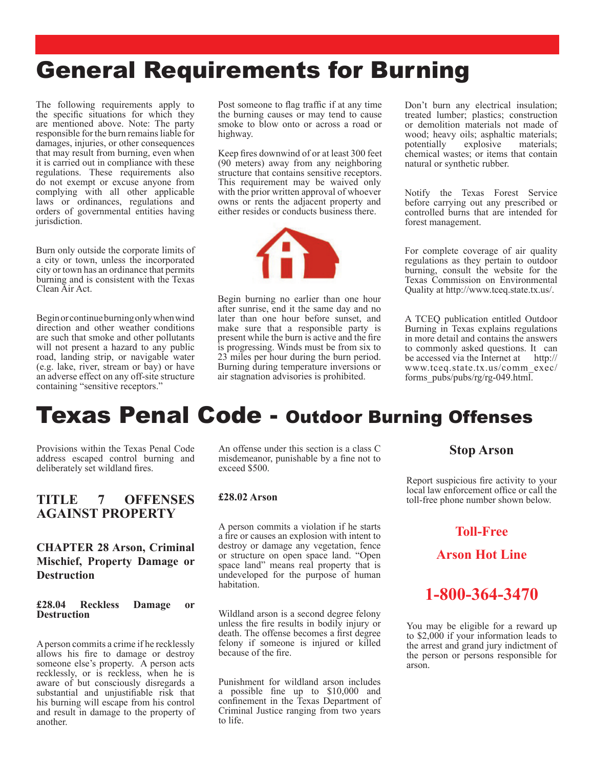# General Requirements for Burning

The following requirements apply to the specific situations for which they are mentioned above. Note: The party responsible for the burn remains liable for damages, injuries, or other consequences that may result from burning, even when it is carried out in compliance with these regulations. These requirements also do not exempt or excuse anyone from complying with all other applicable laws or ordinances, regulations and orders of governmental entities having jurisdiction.

Burn only outside the corporate limits of a city or town, unless the incorporated city or town has an ordinance that permits burning and is consistent with the Texas Clean Air Act.

Begin or continue burning only when wind direction and other weather conditions are such that smoke and other pollutants will not present a hazard to any public road, landing strip, or navigable water (e.g. lake, river, stream or bay) or have an adverse effect on any off-site structure containing "sensitive receptors."

Post someone to flag traffic if at any time the burning causes or may tend to cause smoke to blow onto or across a road or highway.

Keep fires downwind of or at least 300 feet (90 meters) away from any neighboring structure that contains sensitive receptors. This requirement may be waived only with the prior written approval of whoever owns or rents the adjacent property and either resides or conducts business there.

Begin burning no earlier than one hour after sunrise, end it the same day and no later than one hour before sunset, and make sure that a responsible party is present while the burn is active and the fire is progressing. Winds must be from six to 23 miles per hour during the burn period. Burning during temperature inversions or air stagnation advisories is prohibited.

Don't burn any electrical insulation; treated lumber; plastics; construction or demolition materials not made of wood; heavy oils; asphaltic materials; potentially explosive materials; chemical wastes; or items that contain natural or synthetic rubber.

Notify the Texas Forest Service before carrying out any prescribed or controlled burns that are intended for forest management.

For complete coverage of air quality regulations as they pertain to outdoor burning, consult the website for the Texas Commission on Environmental Quality at http://www.tceq.state.tx.us/.

A TCEQ publication entitled Outdoor Burning in Texas explains regulations in more detail and contains the answers to commonly asked questions. It can be accessed via the Internet at http://www.tceq.state.tx.us/comm_exec/forms_pubs/pubs/rg/rg-049.html.

# Texas Penal Code - Outdoor Burning Offenses

Provisions within the Texas Penal Code address escaped control burning and deliberately set wildland fires.

## TITLE 7 OFFENSES AGAINST PROPERTY

### CHAPTER 28 Arson, Criminal Mischief, Property Damage or Destruction

#### £28.04 Reckless Damage or Destruction

A person commits a crime if he recklessly allows his fire to damage or destroy someone else's property. A person acts recklessly, or is reckless, when he is aware of but consciously disregards a substantial and unjustifiable risk that his burning will escape from his control and result in damage to the property of another.

An offense under this section is a class C misdemeanor, punishable by a fine not to exceed $500.

#### £28.02 Arson

A person commits a violation if he starts a fire or causes an explosion with intent to destroy or damage any vegetation, fence or structure on open space land. "Open space land" means real property that is undeveloped for the purpose of human habitation.

Wildland arson is a second degree felony unless the fire results in bodily injury or death. The offense becomes a first degree felony if someone is injured or killed because of the fire.

Punishment for wildland arson includes a possible fine up to $10,000 and confinement in the Texas Department of Criminal Justice ranging from two years to life.

### Stop Arson

Report suspicious fire activity to your local law enforcement office or call the toll-free phone number shown below.

**Toll-Free**

**Arson Hot Line**

**1-800-364-3470**

You may be eligible for a reward up to $2,000 if your information leads to the arrest and grand jury indictment of the person or persons responsible for arson.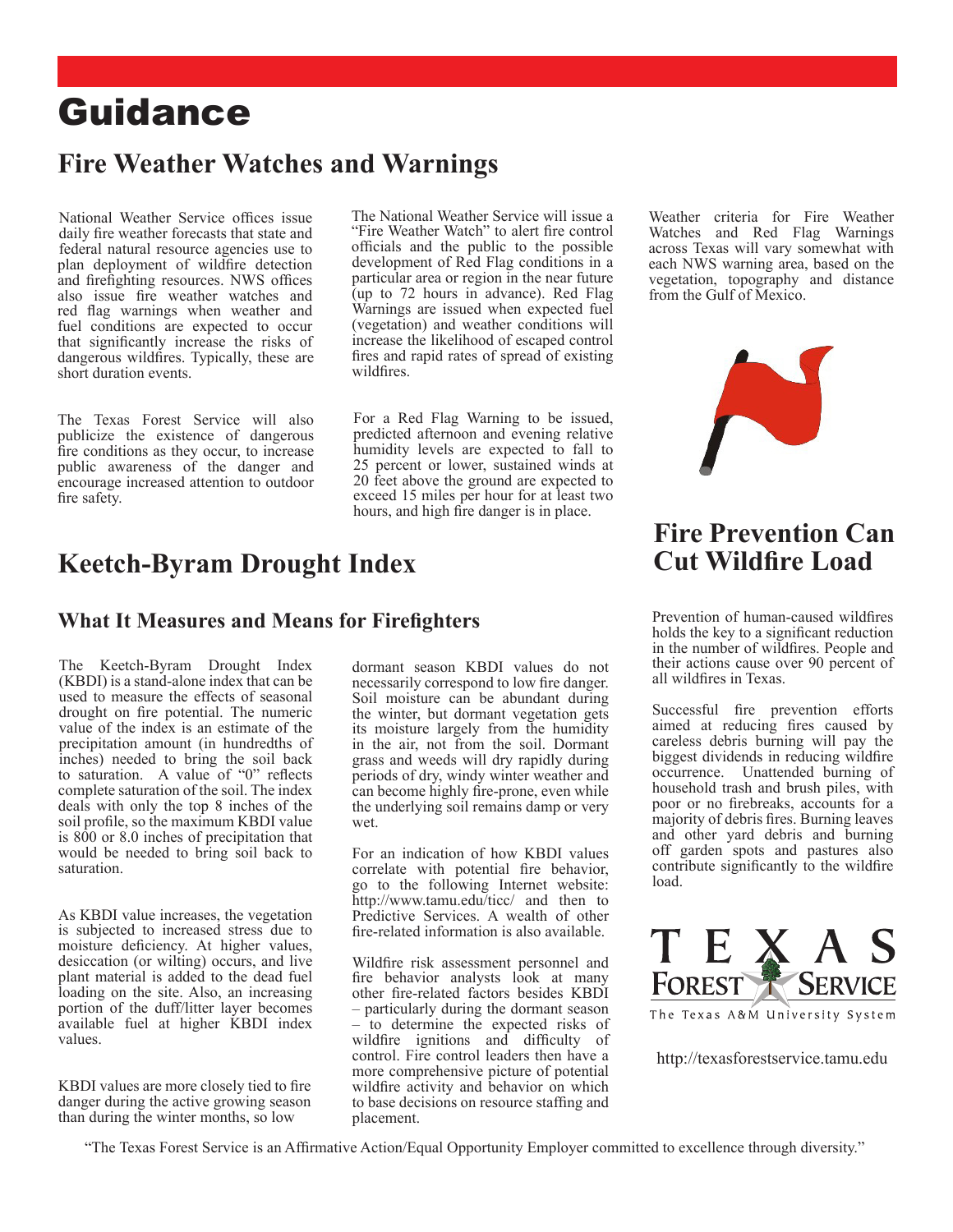# Guidance

## Fire Weather Watches and Warnings

National Weather Service offices issue daily fire weather forecasts that state and federal natural resource agencies use to plan deployment of wildfire detection and firefighting resources. NWS offices also issue fire weather watches and red flag warnings when weather and fuel conditions are expected to occur that significantly increase the risks of dangerous wildfires. Typically, these are short duration events.

The Texas Forest Service will also publicize the existence of dangerous fire conditions as they occur, to increase public awareness of the danger and encourage increased attention to outdoor fire safety.

The National Weather Service will issue a "Fire Weather Watch" to alert fire control officials and the public to the possible development of Red Flag conditions in a particular area or region in the near future (up to 72 hours in advance). Red Flag Warnings are issued when expected fuel (vegetation) and weather conditions will increase the likelihood of escaped control fires and rapid rates of spread of existing wildfires.

For a Red Flag Warning to be issued, predicted afternoon and evening relative humidity levels are expected to fall to 25 percent or lower, sustained winds at 20 feet above the ground are expected to exceed 15 miles per hour for at least two hours, and high fire danger is in place.

Weather criteria for Fire Weather Watches and Red Flag Warnings across Texas will vary somewhat with each NWS warning area, based on the vegetation, topography and distance from the Gulf of Mexico.

## Keetch-Byram Drought Index

### What It Measures and Means for Firefighters

The Keetch-Byram Drought Index (KBDI) is a stand-alone index that can be used to measure the effects of seasonal drought on fire potential. The numeric value of the index is an estimate of the precipitation amount (in hundredths of inches) needed to bring the soil back to saturation. A value of "0" reflects complete saturation of the soil. The index deals with only the top 8 inches of the soil profile, so the maximum KBDI value is 800 or 8.0 inches of precipitation that would be needed to bring soil back to saturation.

As KBDI value increases, the vegetation is subjected to increased stress due to moisture deficiency. At higher values, desiccation (or wilting) occurs, and live plant material is added to the dead fuel loading on the site. Also, an increasing portion of the duff/litter layer becomes available fuel at higher KBDI index values.

KBDI values are more closely tied to fire danger during the active growing season than during the winter months, so low dormant season KBDI values do not necessarily correspond to low fire danger. Soil moisture can be abundant during the winter, but dormant vegetation gets its moisture largely from the humidity in the air, not from the soil. Dormant grass and weeds will dry rapidly during periods of dry, windy winter weather and can become highly fire-prone, even while the underlying soil remains damp or very wet.

For an indication of how KBDI values correlate with potential fire behavior, go to the following Internet website: http://www.tamu.edu/ticc/ and then to Predictive Services. A wealth of other fire-related information is also available.

Wildfire risk assessment personnel and fire behavior analysts look at many other fire-related factors besides KBDI – particularly during the dormant season – to determine the expected risks of wildfire ignitions and difficulty of control. Fire control leaders then have a more comprehensive picture of potential wildfire activity and behavior on which to base decisions on resource staffing and placement.

## Fire Prevention Can Cut Wildfire Load

Prevention of human-caused wildfires holds the key to a significant reduction in the number of wildfires. People and their actions cause over 90 percent of all wildfires in Texas.

Successful fire prevention efforts aimed at reducing fires caused by careless debris burning will pay the biggest dividends in reducing wildfire occurrence. Unattended burning of household trash and brush piles, with poor or no firebreaks, accounts for a majority of debris fires. Burning leaves and other yard debris and burning off garden spots and pastures also contribute significantly to the wildfire load.

TEXAS FOREST SERVICE
The Texas A&M University System

http://texasforestservice.tamu.edu

"The Texas Forest Service is an Affirmative Action/Equal Opportunity Employer committed to excellence through diversity."